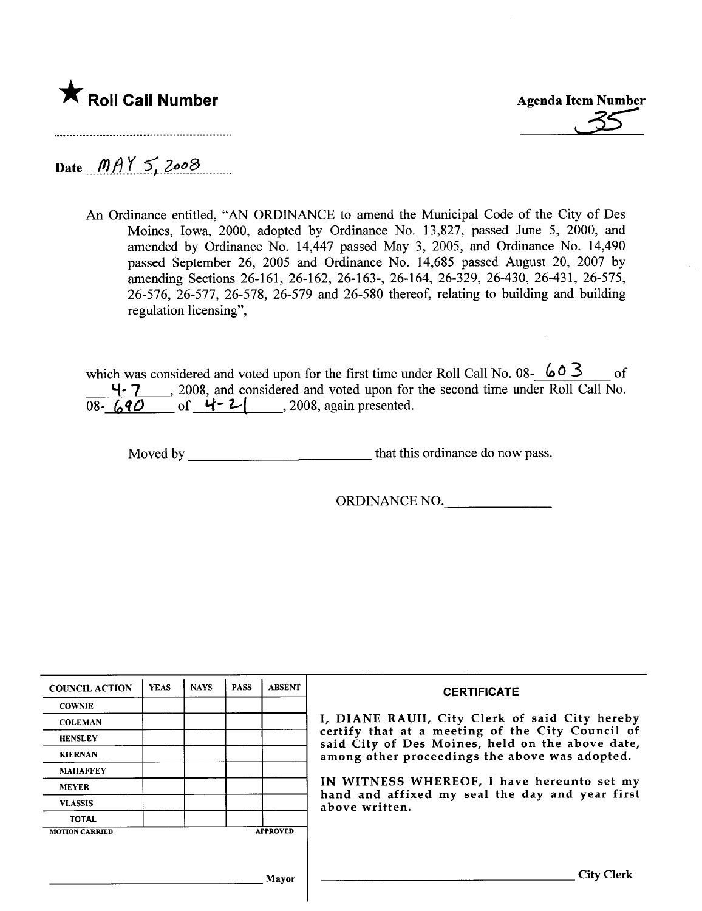★ **Roll Call Number**

..........................................................

**Agenda Item Number**

35

Date MAY 5, 2008

An Ordinance entitled, "AN ORDINANCE to amend the Municipal Code of the City of Des Moines, Iowa, 2000, adopted by Ordinance No. 13,827, passed June 5, 2000, and amended by Ordinance No. 14,447 passed May 3, 2005, and Ordinance No. 14,490 passed September 26, 2005 and Ordinance No. 14,685 passed August 20, 2007 by amending Sections 26-161, 26-162, 26-163-, 26-164, 26-329, 26-430, 26-431, 26-575, 26-576, 26-577, 26-578, 26-579 and 26-580 thereof, relating to building and building regulation licensing",

which was considered and voted upon for the first time under Roll Call No. 08-603 of 4-7, 2008, and considered and voted upon for the second time under Roll Call No. 08-690 of 4-21, 2008, again presented.

Moved by ___________________________ that this ordinance do now pass.

ORDINANCE NO.______________

| COUNCIL ACTION | YEAS | NAYS | PASS | ABSENT |
|---|---|---|---|---|
| COWNIE | | | | |
| COLEMAN | | | | |
| HENSLEY | | | | |
| KIERNAN | | | | |
| MAHAFFEY | | | | |
| MEYER | | | | |
| VLASSIS | | | | |
| TOTAL | | | | |

MOTION CARRIED APPROVED

______________________________ Mayor

**CERTIFICATE**

I, DIANE RAUH, City Clerk of said City hereby certify that at a meeting of the City Council of said City of Des Moines, held on the above date, among other proceedings the above was adopted.

IN WITNESS WHEREOF, I have hereunto set my hand and affixed my seal the day and year first above written.

______________________________ City Clerk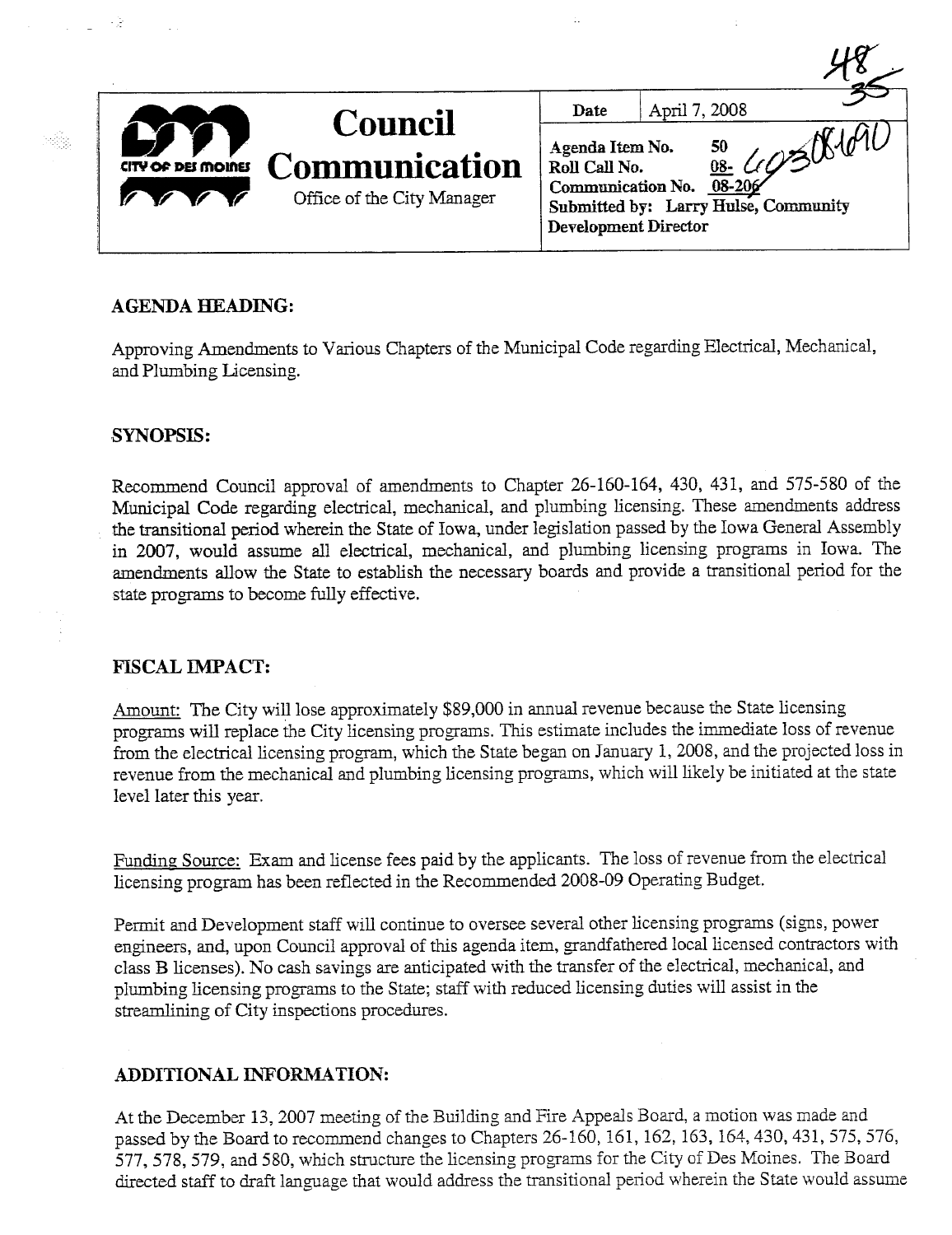| | Council Communication<br>Office of the City Manager | Date | April 7, 2008 |
|---|---|---|---|
| CITY OF DES MOINES | | Agenda Item No. 50<br>Roll Call No. 08- 603 08-690<br>Communication No. 08-206<br>Submitted by: Larry Hulse, Community Development Director | |

## AGENDA HEADING:

Approving Amendments to Various Chapters of the Municipal Code regarding Electrical, Mechanical, and Plumbing Licensing.

## SYNOPSIS:

Recommend Council approval of amendments to Chapter 26-160-164, 430, 431, and 575-580 of the Municipal Code regarding electrical, mechanical, and plumbing licensing. These amendments address the transitional period wherein the State of Iowa, under legislation passed by the Iowa General Assembly in 2007, would assume all electrical, mechanical, and plumbing licensing programs in Iowa. The amendments allow the State to establish the necessary boards and provide a transitional period for the state programs to become fully effective.

## FISCAL IMPACT:

Amount: The City will lose approximately $89,000 in annual revenue because the State licensing programs will replace the City licensing programs. This estimate includes the immediate loss of revenue from the electrical licensing program, which the State began on January 1, 2008, and the projected loss in revenue from the mechanical and plumbing licensing programs, which will likely be initiated at the state level later this year.

Funding Source: Exam and license fees paid by the applicants. The loss of revenue from the electrical licensing program has been reflected in the Recommended 2008-09 Operating Budget.

Permit and Development staff will continue to oversee several other licensing programs (signs, power engineers, and, upon Council approval of this agenda item, grandfathered local licensed contractors with class B licenses). No cash savings are anticipated with the transfer of the electrical, mechanical, and plumbing licensing programs to the State; staff with reduced licensing duties will assist in the streamlining of City inspections procedures.

## ADDITIONAL INFORMATION:

At the December 13, 2007 meeting of the Building and Fire Appeals Board, a motion was made and passed by the Board to recommend changes to Chapters 26-160, 161, 162, 163, 164, 430, 431, 575, 576, 577, 578, 579, and 580, which structure the licensing programs for the City of Des Moines. The Board directed staff to draft language that would address the transitional period wherein the State would assume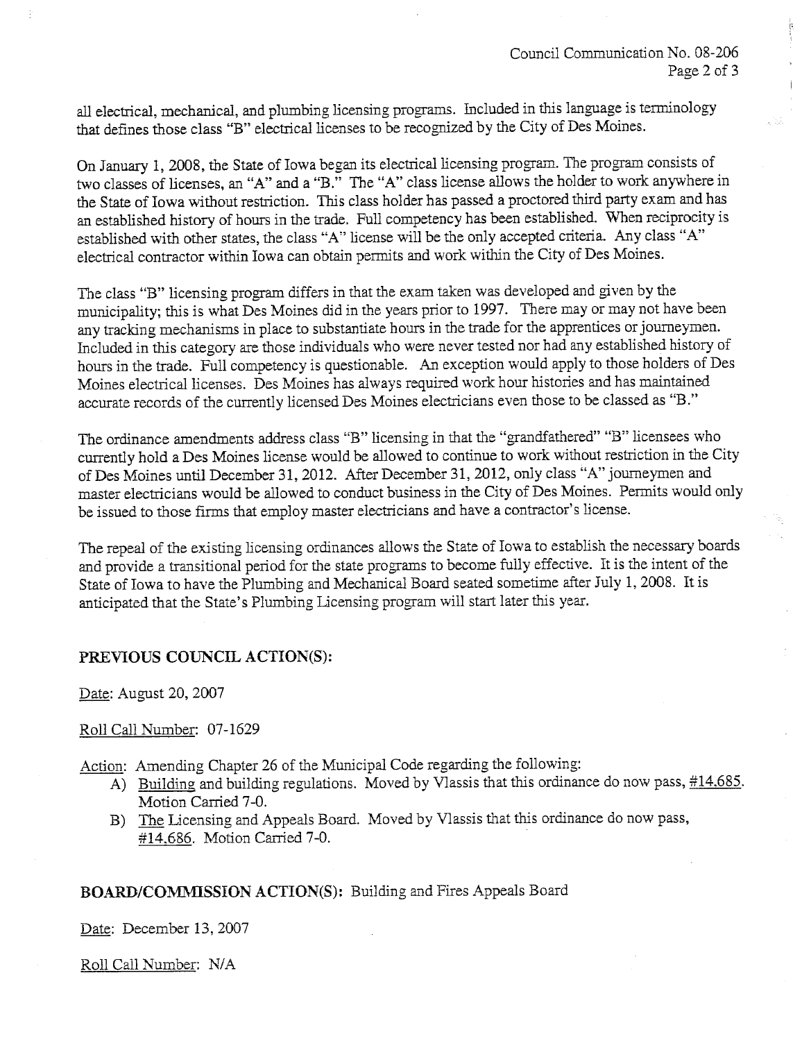all electrical, mechanical, and plumbing licensing programs. Included in this language is terminology that defines those class "B" electrical licenses to be recognized by the City of Des Moines.

On January 1, 2008, the State of Iowa began its electrical licensing program. The program consists of two classes of licenses, an "A" and a "B." The "A" class license allows the holder to work anywhere in the State of Iowa without restriction. This class holder has passed a proctored third party exam and has an established history of hours in the trade. Full competency has been established. When reciprocity is established with other states, the class "A" license will be the only accepted criteria. Any class "A" electrical contractor within Iowa can obtain permits and work within the City of Des Moines.

The class "B" licensing program differs in that the exam taken was developed and given by the municipality; this is what Des Moines did in the years prior to 1997. There may or may not have been any tracking mechanisms in place to substantiate hours in the trade for the apprentices or journeymen. Included in this category are those individuals who were never tested nor had any established history of hours in the trade. Full competency is questionable. An exception would apply to those holders of Des Moines electrical licenses. Des Moines has always required work hour histories and has maintained accurate records of the currently licensed Des Moines electricians even those to be classed as "B."

The ordinance amendments address class "B" licensing in that the "grandfathered" "B" licensees who currently hold a Des Moines license would be allowed to continue to work without restriction in the City of Des Moines until December 31, 2012. After December 31, 2012, only class "A" journeymen and master electricians would be allowed to conduct business in the City of Des Moines. Permits would only be issued to those firms that employ master electricians and have a contractor's license.

The repeal of the existing licensing ordinances allows the State of Iowa to establish the necessary boards and provide a transitional period for the state programs to become fully effective. It is the intent of the State of Iowa to have the Plumbing and Mechanical Board seated sometime after July 1, 2008. It is anticipated that the State's Plumbing Licensing program will start later this year.

## PREVIOUS COUNCIL ACTION(S):

Date: August 20, 2007

Roll Call Number: 07-1629

Action: Amending Chapter 26 of the Municipal Code regarding the following:

A) Building and building regulations. Moved by Vlassis that this ordinance do now pass, #14,685. Motion Carried 7-0.
B) The Licensing and Appeals Board. Moved by Vlassis that this ordinance do now pass, #14,686. Motion Carried 7-0.

## BOARD/COMMISSION ACTION(S): Building and Fires Appeals Board

Date: December 13, 2007

Roll Call Number: N/A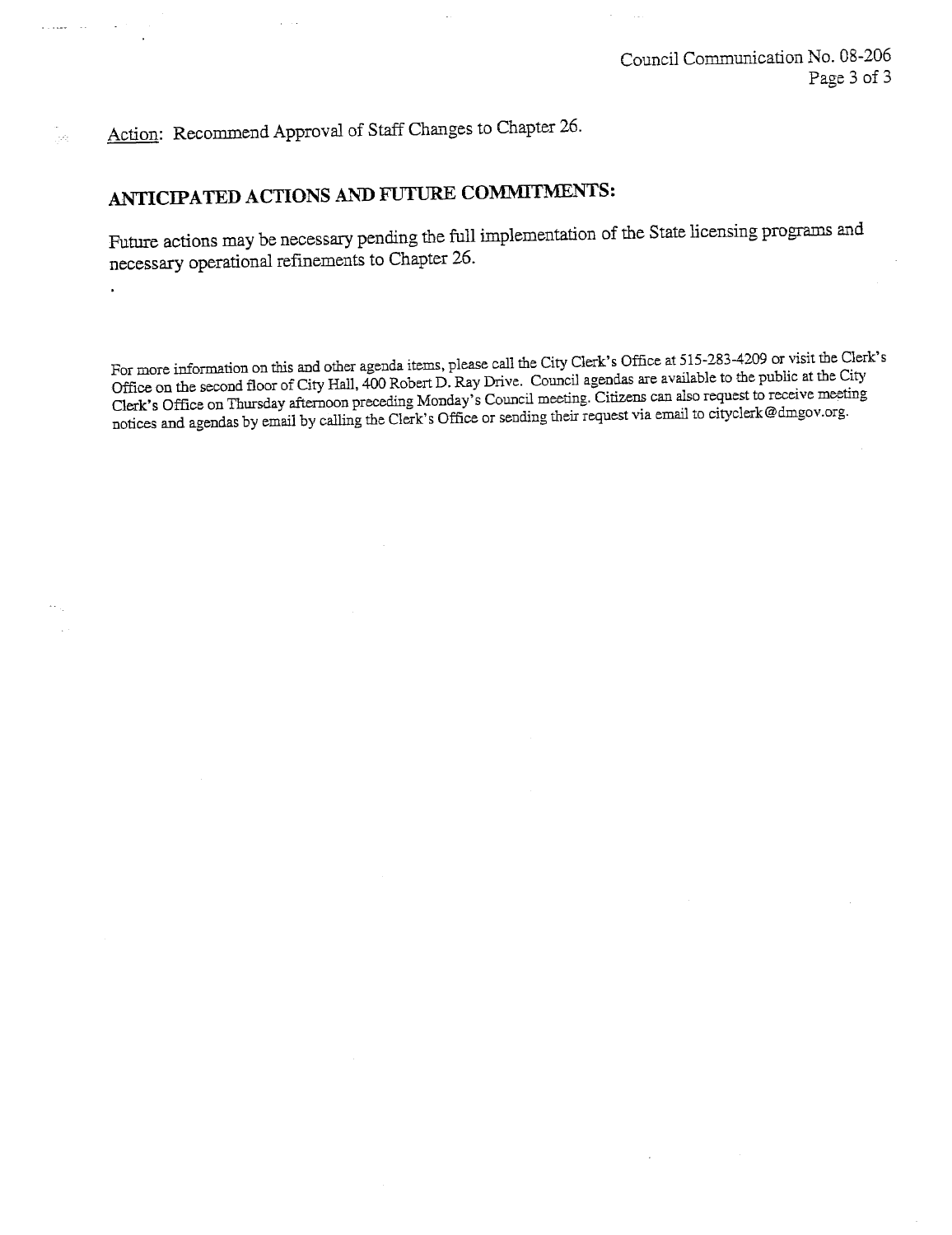Action: Recommend Approval of Staff Changes to Chapter 26.

## ANTICIPATED ACTIONS AND FUTURE COMMITMENTS:

Future actions may be necessary pending the full implementation of the State licensing programs and necessary operational refinements to Chapter 26.

For more information on this and other agenda items, please call the City Clerk's Office at 515-283-4209 or visit the Clerk's Office on the second floor of City Hall, 400 Robert D. Ray Drive. Council agendas are available to the public at the City Clerk's Office on Thursday afternoon preceding Monday's Council meeting. Citizens can also request to receive meeting notices and agendas by email by calling the Clerk's Office or sending their request via email to cityclerk@dmgov.org.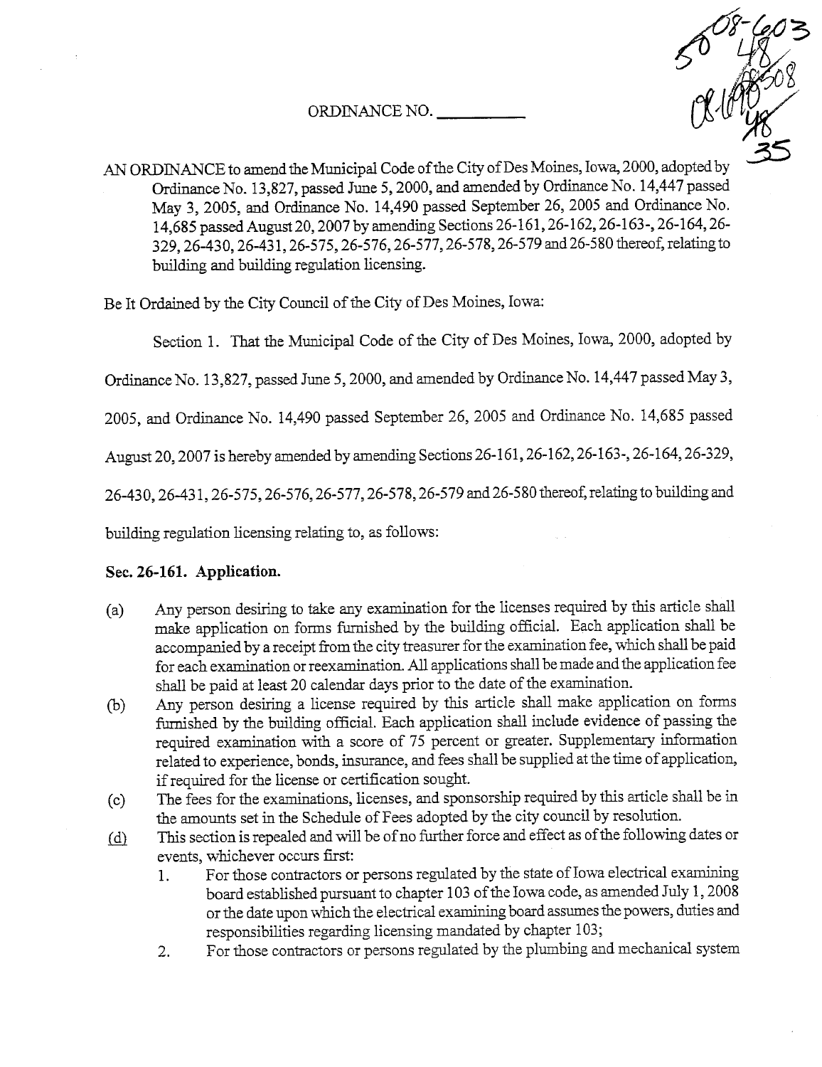ORDINANCE NO. \_\_\_\_\_\_\_\_\_\_

AN ORDINANCE to amend the Municipal Code of the City of Des Moines, Iowa, 2000, adopted by Ordinance No. 13,827, passed June 5, 2000, and amended by Ordinance No. 14,447 passed May 3, 2005, and Ordinance No. 14,490 passed September 26, 2005 and Ordinance No. 14,685 passed August 20, 2007 by amending Sections 26-161, 26-162, 26-163-, 26-164, 26-329, 26-430, 26-431, 26-575, 26-576, 26-577, 26-578, 26-579 and 26-580 thereof, relating to building and building regulation licensing.

Be It Ordained by the City Council of the City of Des Moines, Iowa:

Section 1. That the Municipal Code of the City of Des Moines, Iowa, 2000, adopted by Ordinance No. 13,827, passed June 5, 2000, and amended by Ordinance No. 14,447 passed May 3, 2005, and Ordinance No. 14,490 passed September 26, 2005 and Ordinance No. 14,685 passed August 20, 2007 is hereby amended by amending Sections 26-161, 26-162, 26-163-, 26-164, 26-329, 26-430, 26-431, 26-575, 26-576, 26-577, 26-578, 26-579 and 26-580 thereof, relating to building and building regulation licensing relating to, as follows:

**Sec. 26-161. Application.**

(a) Any person desiring to take any examination for the licenses required by this article shall make application on forms furnished by the building official. Each application shall be accompanied by a receipt from the city treasurer for the examination fee, which shall be paid for each examination or reexamination. All applications shall be made and the application fee shall be paid at least 20 calendar days prior to the date of the examination.

(b) Any person desiring a license required by this article shall make application on forms furnished by the building official. Each application shall include evidence of passing the required examination with a score of 75 percent or greater. Supplementary information related to experience, bonds, insurance, and fees shall be supplied at the time of application, if required for the license or certification sought.

(c) The fees for the examinations, licenses, and sponsorship required by this article shall be in the amounts set in the Schedule of Fees adopted by the city council by resolution.

<u>(d)</u> This section is repealed and will be of no further force and effect as of the following dates or events, whichever occurs first:

1. For those contractors or persons regulated by the state of Iowa electrical examining board established pursuant to chapter 103 of the Iowa code, as amended July 1, 2008 or the date upon which the electrical examining board assumes the powers, duties and responsibilities regarding licensing mandated by chapter 103;
2. For those contractors or persons regulated by the plumbing and mechanical system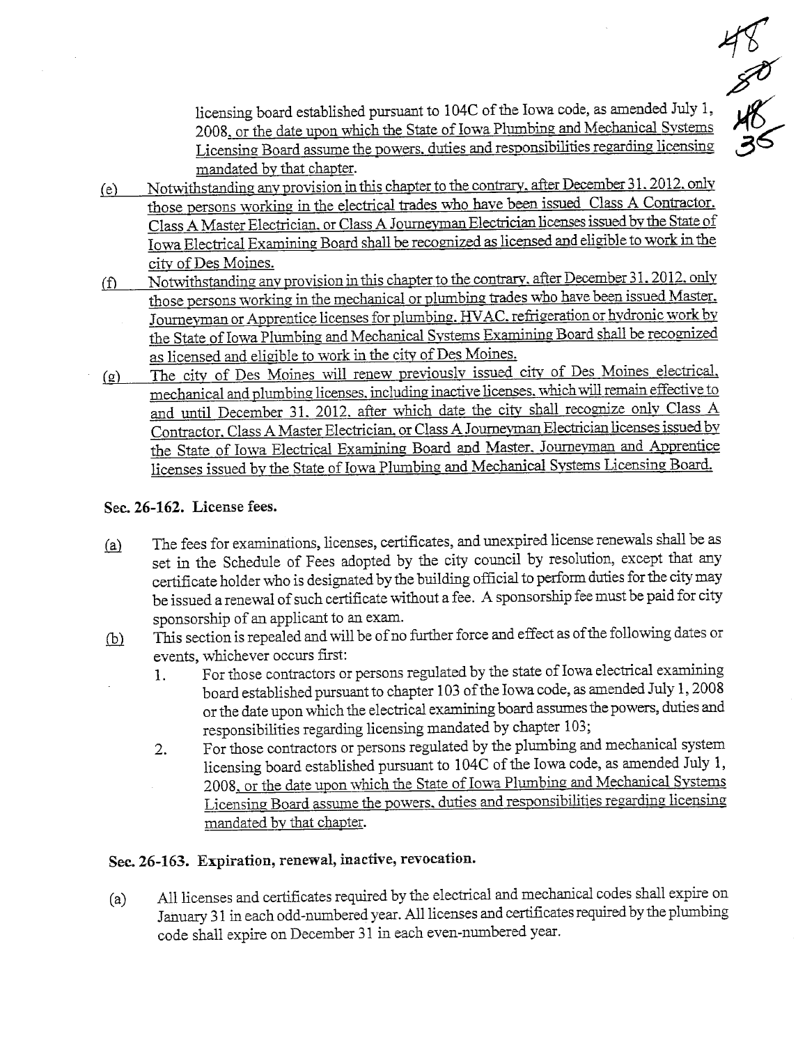licensing board established pursuant to 104C of the Iowa code, as amended July 1, 2008, or the date upon which the State of Iowa Plumbing and Mechanical Systems Licensing Board assume the powers, duties and responsibilities regarding licensing mandated by that chapter.

(e) Notwithstanding any provision in this chapter to the contrary, after December 31, 2012, only those persons working in the electrical trades who have been issued Class A Contractor, Class A Master Electrician, or Class A Journeyman Electrician licenses issued by the State of Iowa Electrical Examining Board shall be recognized as licensed and eligible to work in the city of Des Moines.

(f) Notwithstanding any provision in this chapter to the contrary, after December 31, 2012, only those persons working in the mechanical or plumbing trades who have been issued Master, Journeyman or Apprentice licenses for plumbing, HVAC, refrigeration or hydronic work by the State of Iowa Plumbing and Mechanical Systems Examining Board shall be recognized as licensed and eligible to work in the city of Des Moines.

(g) The city of Des Moines will renew previously issued city of Des Moines electrical, mechanical and plumbing licenses, including inactive licenses, which will remain effective to and until December 31, 2012, after which date the city shall recognize only Class A Contractor, Class A Master Electrician, or Class A Journeyman Electrician licenses issued by the State of Iowa Electrical Examining Board and Master, Journeyman and Apprentice licenses issued by the State of Iowa Plumbing and Mechanical Systems Licensing Board.

### Sec. 26-162. License fees.

(a) The fees for examinations, licenses, certificates, and unexpired license renewals shall be as set in the Schedule of Fees adopted by the city council by resolution, except that any certificate holder who is designated by the building official to perform duties for the city may be issued a renewal of such certificate without a fee. A sponsorship fee must be paid for city sponsorship of an applicant to an exam.

(b) This section is repealed and will be of no further force and effect as of the following dates or events, whichever occurs first:

1. For those contractors or persons regulated by the state of Iowa electrical examining board established pursuant to chapter 103 of the Iowa code, as amended July 1, 2008 or the date upon which the electrical examining board assumes the powers, duties and responsibilities regarding licensing mandated by chapter 103;
2. For those contractors or persons regulated by the plumbing and mechanical system licensing board established pursuant to 104C of the Iowa code, as amended July 1, 2008, or the date upon which the State of Iowa Plumbing and Mechanical Systems Licensing Board assume the powers, duties and responsibilities regarding licensing mandated by that chapter.

### Sec. 26-163. Expiration, renewal, inactive, revocation.

(a) All licenses and certificates required by the electrical and mechanical codes shall expire on January 31 in each odd-numbered year. All licenses and certificates required by the plumbing code shall expire on December 31 in each even-numbered year.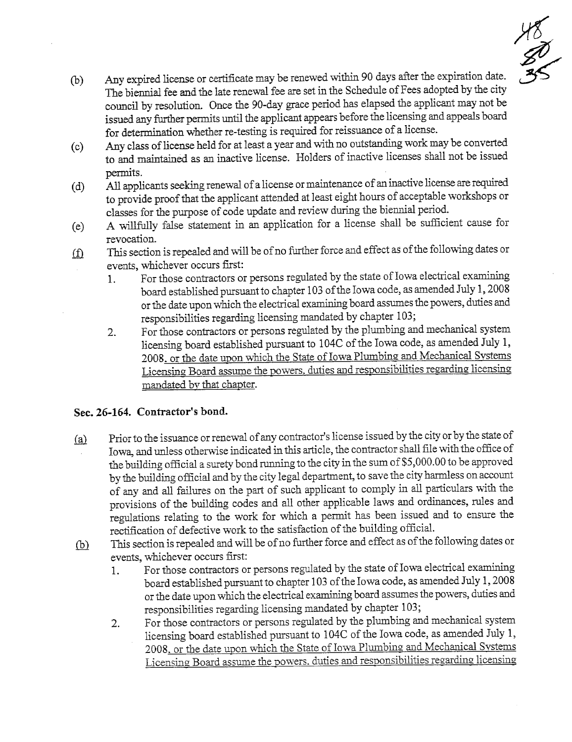(b) Any expired license or certificate may be renewed within 90 days after the expiration date. The biennial fee and the late renewal fee are set in the Schedule of Fees adopted by the city council by resolution. Once the 90-day grace period has elapsed the applicant may not be issued any further permits until the applicant appears before the licensing and appeals board for determination whether re-testing is required for reissuance of a license.

(c) Any class of license held for at least a year and with no outstanding work may be converted to and maintained as an inactive license. Holders of inactive licenses shall not be issued permits.

(d) All applicants seeking renewal of a license or maintenance of an inactive license are required to provide proof that the applicant attended at least eight hours of acceptable workshops or classes for the purpose of code update and review during the biennial period.

(e) A willfully false statement in an application for a license shall be sufficient cause for revocation.

(f) This section is repealed and will be of no further force and effect as of the following dates or events, whichever occurs first:

1. For those contractors or persons regulated by the state of Iowa electrical examining board established pursuant to chapter 103 of the Iowa code, as amended July 1, 2008 or the date upon which the electrical examining board assumes the powers, duties and responsibilities regarding licensing mandated by chapter 103;
2. For those contractors or persons regulated by the plumbing and mechanical system licensing board established pursuant to 104C of the Iowa code, as amended July 1, 2008, or the date upon which the State of Iowa Plumbing and Mechanical Systems Licensing Board assume the powers, duties and responsibilities regarding licensing mandated by that chapter.

### Sec. 26-164. Contractor's bond.

(a) Prior to the issuance or renewal of any contractor's license issued by the city or by the state of Iowa, and unless otherwise indicated in this article, the contractor shall file with the office of the building official a surety bond running to the city in the sum of $5,000.00 to be approved by the building official and by the city legal department, to save the city harmless on account of any and all failures on the part of such applicant to comply in all particulars with the provisions of the building codes and all other applicable laws and ordinances, rules and regulations relating to the work for which a permit has been issued and to ensure the rectification of defective work to the satisfaction of the building official.

(b) This section is repealed and will be of no further force and effect as of the following dates or events, whichever occurs first:

1. For those contractors or persons regulated by the state of Iowa electrical examining board established pursuant to chapter 103 of the Iowa code, as amended July 1, 2008 or the date upon which the electrical examining board assumes the powers, duties and responsibilities regarding licensing mandated by chapter 103;
2. For those contractors or persons regulated by the plumbing and mechanical system licensing board established pursuant to 104C of the Iowa code, as amended July 1, 2008, or the date upon which the State of Iowa Plumbing and Mechanical Systems Licensing Board assume the powers, duties and responsibilities regarding licensing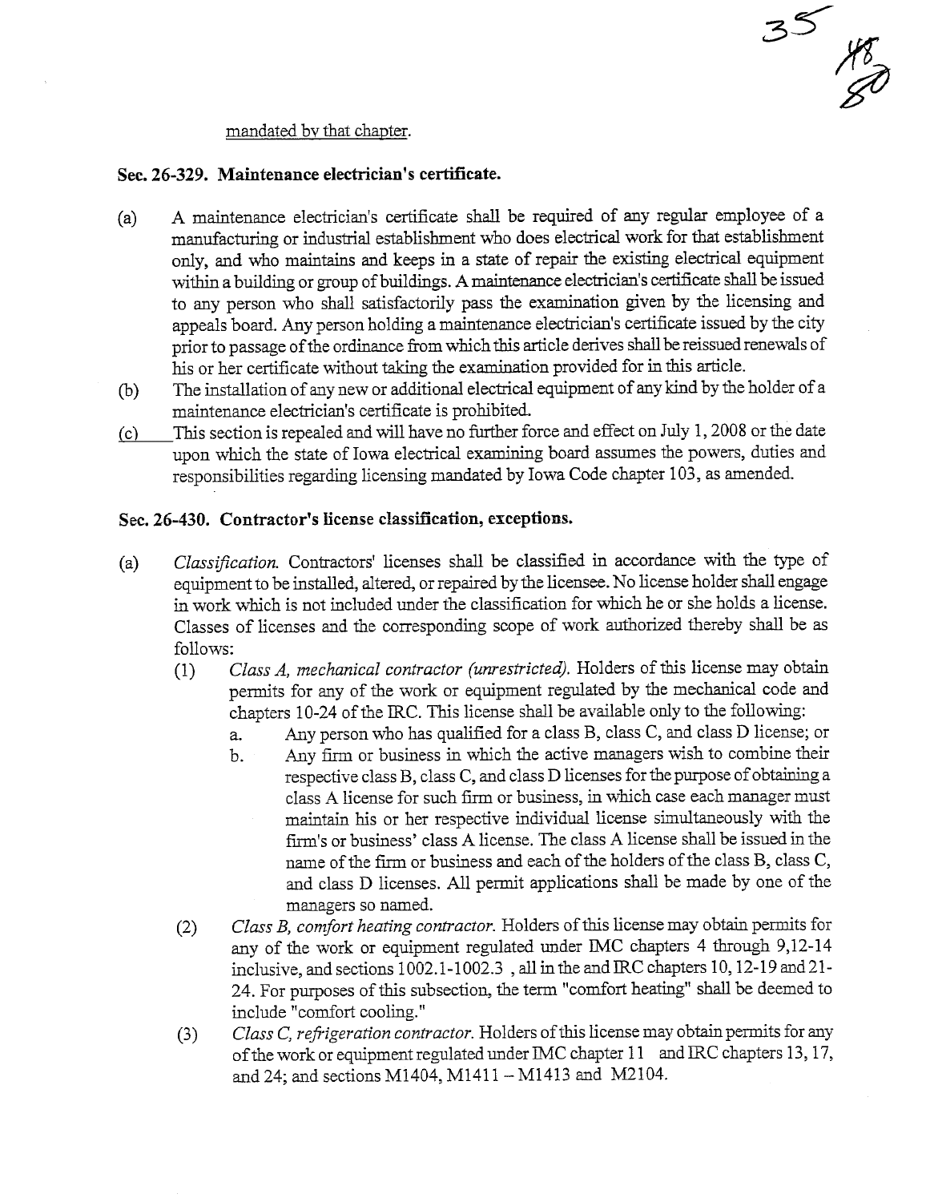mandated by that chapter.

**Sec. 26-329. Maintenance electrician's certificate.**

(a) A maintenance electrician's certificate shall be required of any regular employee of a manufacturing or industrial establishment who does electrical work for that establishment only, and who maintains and keeps in a state of repair the existing electrical equipment within a building or group of buildings. A maintenance electrician's certificate shall be issued to any person who shall satisfactorily pass the examination given by the licensing and appeals board. Any person holding a maintenance electrician's certificate issued by the city prior to passage of the ordinance from which this article derives shall be reissued renewals of his or her certificate without taking the examination provided for in this article.

(b) The installation of any new or additional electrical equipment of any kind by the holder of a maintenance electrician's certificate is prohibited.

(c) This section is repealed and will have no further force and effect on July 1, 2008 or the date upon which the state of Iowa electrical examining board assumes the powers, duties and responsibilities regarding licensing mandated by Iowa Code chapter 103, as amended.

**Sec. 26-430. Contractor's license classification, exceptions.**

(a) *Classification.* Contractors' licenses shall be classified in accordance with the type of equipment to be installed, altered, or repaired by the licensee. No license holder shall engage in work which is not included under the classification for which he or she holds a license. Classes of licenses and the corresponding scope of work authorized thereby shall be as follows:

  (1) *Class A, mechanical contractor (unrestricted).* Holders of this license may obtain permits for any of the work or equipment regulated by the mechanical code and chapters 10-24 of the IRC. This license shall be available only to the following:

    a. Any person who has qualified for a class B, class C, and class D license; or

    b. Any firm or business in which the active managers wish to combine their respective class B, class C, and class D licenses for the purpose of obtaining a class A license for such firm or business, in which case each manager must maintain his or her respective individual license simultaneously with the firm's or business' class A license. The class A license shall be issued in the name of the firm or business and each of the holders of the class B, class C, and class D licenses. All permit applications shall be made by one of the managers so named.

  (2) *Class B, comfort heating contractor.* Holders of this license may obtain permits for any of the work or equipment regulated under IMC chapters 4 through 9,12-14 inclusive, and sections 1002.1-1002.3 , all in the and IRC chapters 10, 12-19 and 21-24. For purposes of this subsection, the term "comfort heating" shall be deemed to include "comfort cooling."

  (3) *Class C, refrigeration contractor.* Holders of this license may obtain permits for any of the work or equipment regulated under IMC chapter 11 and IRC chapters 13, 17, and 24; and sections M1404, M1411 – M1413 and M2104.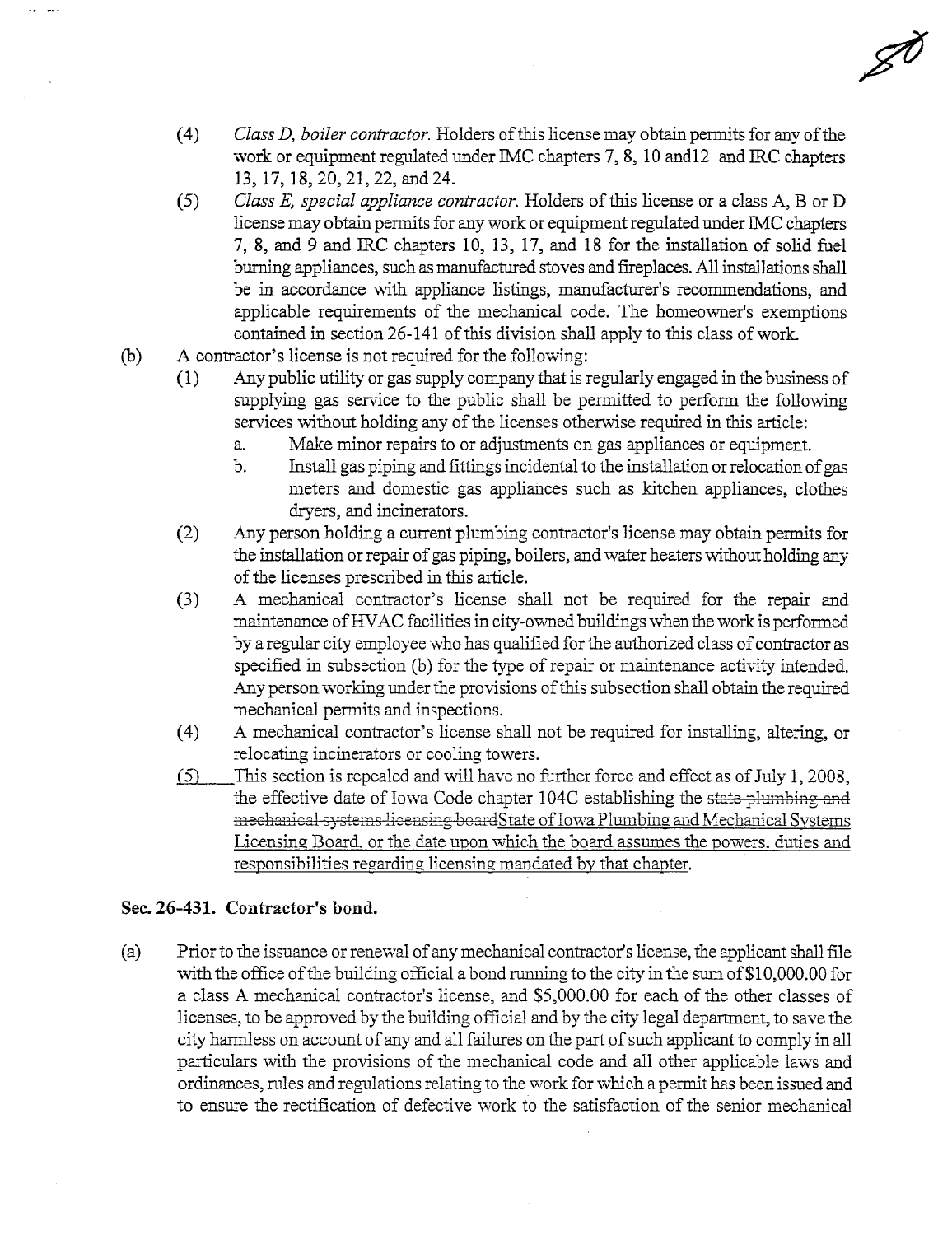(4) *Class D, boiler contractor.* Holders of this license may obtain permits for any of the work or equipment regulated under IMC chapters 7, 8, 10 and12 and IRC chapters 13, 17, 18, 20, 21, 22, and 24.

(5) *Class E, special appliance contractor.* Holders of this license or a class A, B or D license may obtain permits for any work or equipment regulated under IMC chapters 7, 8, and 9 and IRC chapters 10, 13, 17, and 18 for the installation of solid fuel burning appliances, such as manufactured stoves and fireplaces. All installations shall be in accordance with appliance listings, manufacturer's recommendations, and applicable requirements of the mechanical code. The homeowner's exemptions contained in section 26-141 of this division shall apply to this class of work.

(b) A contractor's license is not required for the following:

(1) Any public utility or gas supply company that is regularly engaged in the business of supplying gas service to the public shall be permitted to perform the following services without holding any of the licenses otherwise required in this article:

a. Make minor repairs to or adjustments on gas appliances or equipment.

b. Install gas piping and fittings incidental to the installation or relocation of gas meters and domestic gas appliances such as kitchen appliances, clothes dryers, and incinerators.

(2) Any person holding a current plumbing contractor's license may obtain permits for the installation or repair of gas piping, boilers, and water heaters without holding any of the licenses prescribed in this article.

(3) A mechanical contractor's license shall not be required for the repair and maintenance of HVAC facilities in city-owned buildings when the work is performed by a regular city employee who has qualified for the authorized class of contractor as specified in subsection (b) for the type of repair or maintenance activity intended. Any person working under the provisions of this subsection shall obtain the required mechanical permits and inspections.

(4) A mechanical contractor's license shall not be required for installing, altering, or relocating incinerators or cooling towers.

<u>(5)</u> This section is repealed and will have no further force and effect as of July 1, 2008, the effective date of Iowa Code chapter 104C establishing the ~~state plumbing and mechanical systems licensing board~~<u>State of Iowa Plumbing and Mechanical Systems Licensing Board, or the date upon which the board assumes the powers, duties and responsibilities regarding licensing mandated by that chapter.</u>

**Sec. 26-431. Contractor's bond.**

(a) Prior to the issuance or renewal of any mechanical contractor's license, the applicant shall file with the office of the building official a bond running to the city in the sum of $10,000.00 for a class A mechanical contractor's license, and $5,000.00 for each of the other classes of licenses, to be approved by the building official and by the city legal department, to save the city harmless on account of any and all failures on the part of such applicant to comply in all particulars with the provisions of the mechanical code and all other applicable laws and ordinances, rules and regulations relating to the work for which a permit has been issued and to ensure the rectification of defective work to the satisfaction of the senior mechanical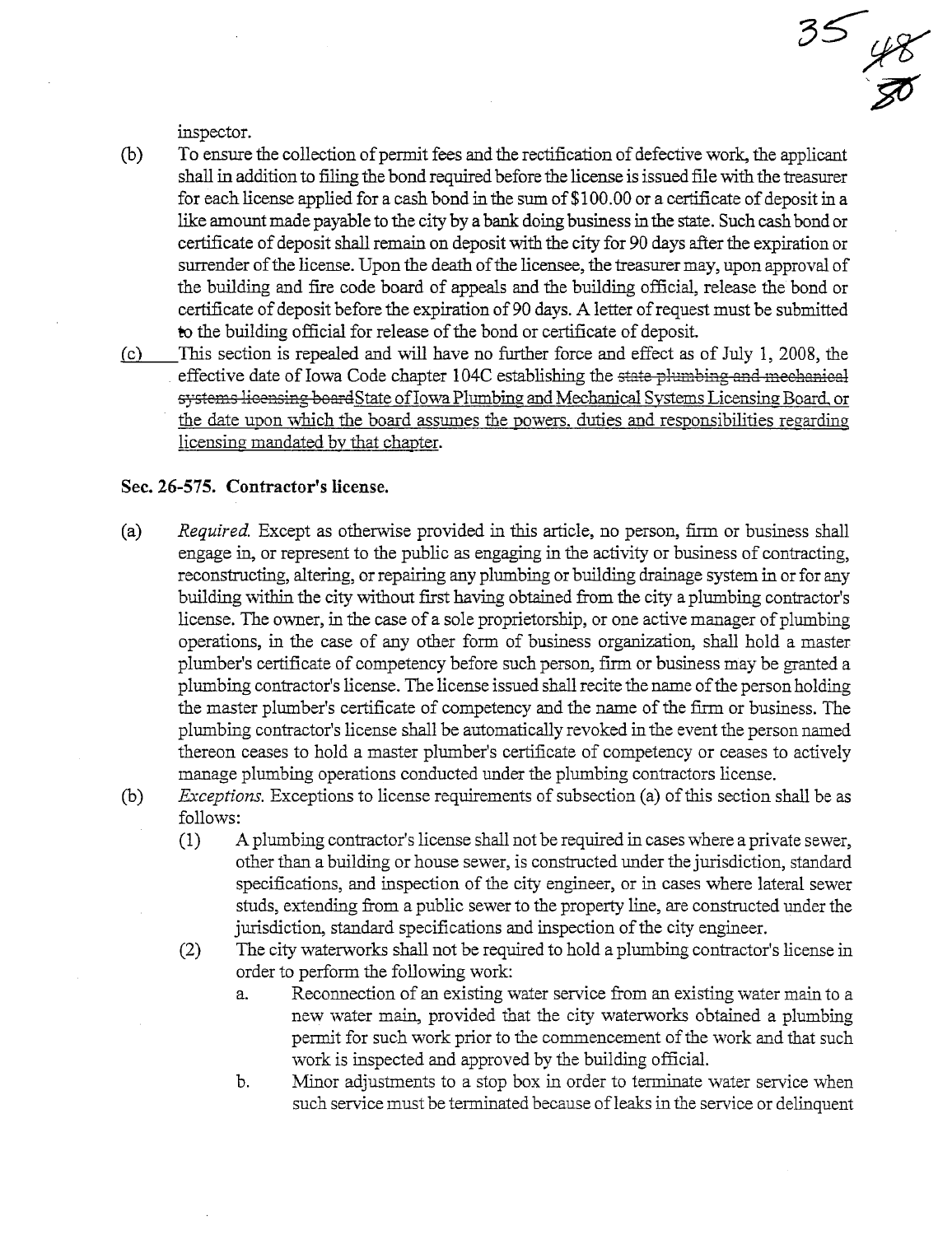inspector.

(b) To ensure the collection of permit fees and the rectification of defective work, the applicant shall in addition to filing the bond required before the license is issued file with the treasurer for each license applied for a cash bond in the sum of $100.00 or a certificate of deposit in a like amount made payable to the city by a bank doing business in the state. Such cash bond or certificate of deposit shall remain on deposit with the city for 90 days after the expiration or surrender of the license. Upon the death of the licensee, the treasurer may, upon approval of the building and fire code board of appeals and the building official, release the bond or certificate of deposit before the expiration of 90 days. A letter of request must be submitted to the building official for release of the bond or certificate of deposit.

(c) This section is repealed and will have no further force and effect as of July 1, 2008, the effective date of Iowa Code chapter 104C establishing the ~~state plumbing and mechanical systems licensing board~~State of Iowa Plumbing and Mechanical Systems Licensing Board, or the date upon which the board assumes the powers, duties and responsibilities regarding licensing mandated by that chapter.

## Sec. 26-575. Contractor's license.

(a) *Required.* Except as otherwise provided in this article, no person, firm or business shall engage in, or represent to the public as engaging in the activity or business of contracting, reconstructing, altering, or repairing any plumbing or building drainage system in or for any building within the city without first having obtained from the city a plumbing contractor's license. The owner, in the case of a sole proprietorship, or one active manager of plumbing operations, in the case of any other form of business organization, shall hold a master plumber's certificate of competency before such person, firm or business may be granted a plumbing contractor's license. The license issued shall recite the name of the person holding the master plumber's certificate of competency and the name of the firm or business. The plumbing contractor's license shall be automatically revoked in the event the person named thereon ceases to hold a master plumber's certificate of competency or ceases to actively manage plumbing operations conducted under the plumbing contractors license.

(b) *Exceptions.* Exceptions to license requirements of subsection (a) of this section shall be as follows:

(1) A plumbing contractor's license shall not be required in cases where a private sewer, other than a building or house sewer, is constructed under the jurisdiction, standard specifications, and inspection of the city engineer, or in cases where lateral sewer studs, extending from a public sewer to the property line, are constructed under the jurisdiction, standard specifications and inspection of the city engineer.

(2) The city waterworks shall not be required to hold a plumbing contractor's license in order to perform the following work:

a. Reconnection of an existing water service from an existing water main to a new water main, provided that the city waterworks obtained a plumbing permit for such work prior to the commencement of the work and that such work is inspected and approved by the building official.

b. Minor adjustments to a stop box in order to terminate water service when such service must be terminated because of leaks in the service or delinquent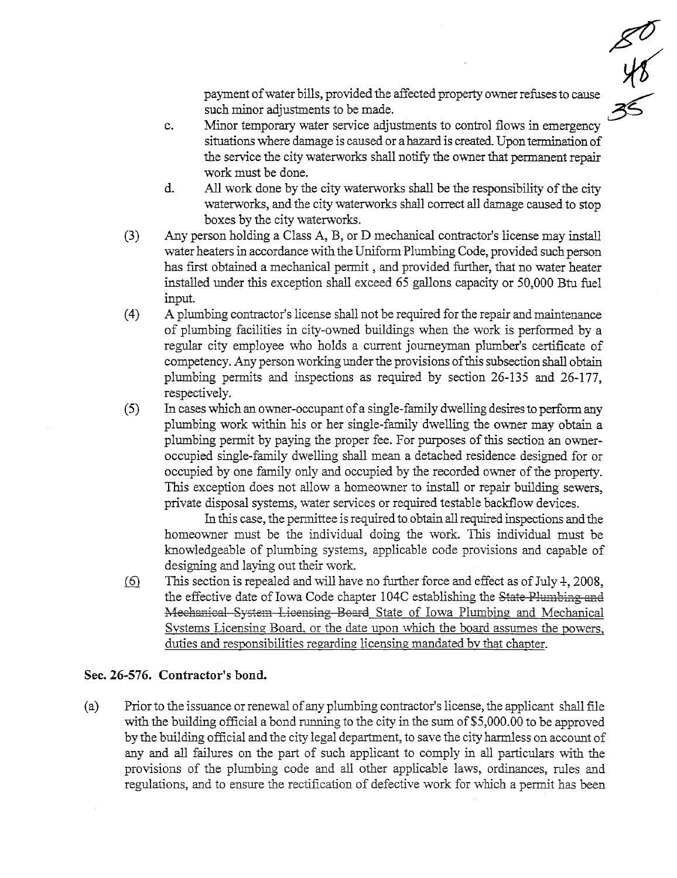payment of water bills, provided the affected property owner refuses to cause such minor adjustments to be made.

c. Minor temporary water service adjustments to control flows in emergency situations where damage is caused or a hazard is created. Upon termination of the service the city waterworks shall notify the owner that permanent repair work must be done.

d. All work done by the city waterworks shall be the responsibility of the city waterworks, and the city waterworks shall correct all damage caused to stop boxes by the city waterworks.

(3) Any person holding a Class A, B, or D mechanical contractor's license may install water heaters in accordance with the Uniform Plumbing Code, provided such person has first obtained a mechanical permit , and provided further, that no water heater installed under this exception shall exceed 65 gallons capacity or 50,000 Btu fuel input.

(4) A plumbing contractor's license shall not be required for the repair and maintenance of plumbing facilities in city-owned buildings when the work is performed by a regular city employee who holds a current journeyman plumber's certificate of competency. Any person working under the provisions of this subsection shall obtain plumbing permits and inspections as required by section 26-135 and 26-177, respectively.

(5) In cases which an owner-occupant of a single-family dwelling desires to perform any plumbing work within his or her single-family dwelling the owner may obtain a plumbing permit by paying the proper fee. For purposes of this section an owner-occupied single-family dwelling shall mean a detached residence designed for or occupied by one family only and occupied by the recorded owner of the property. This exception does not allow a homeowner to install or repair building sewers, private disposal systems, water services or required testable backflow devices.

In this case, the permittee is required to obtain all required inspections and the homeowner must be the individual doing the work. This individual must be knowledgeable of plumbing systems, applicable code provisions and capable of designing and laying out their work.

<u>(6)</u> This section is repealed and will have no further force and effect as of July ~~1~~, 2008, the effective date of Iowa Code chapter 104C establishing the ~~State Plumbing and Mechanical System Licensing Board~~ <u>State of Iowa Plumbing and Mechanical Systems Licensing Board, or the date upon which the board assumes the powers, duties and responsibilities regarding licensing mandated by that chapter.</u>

### Sec. 26-576. Contractor's bond.

(a) Prior to the issuance or renewal of any plumbing contractor's license, the applicant shall file with the building official a bond running to the city in the sum of $5,000.00 to be approved by the building official and the city legal department, to save the city harmless on account of any and all failures on the part of such applicant to comply in all particulars with the provisions of the plumbing code and all other applicable laws, ordinances, rules and regulations, and to ensure the rectification of defective work for which a permit has been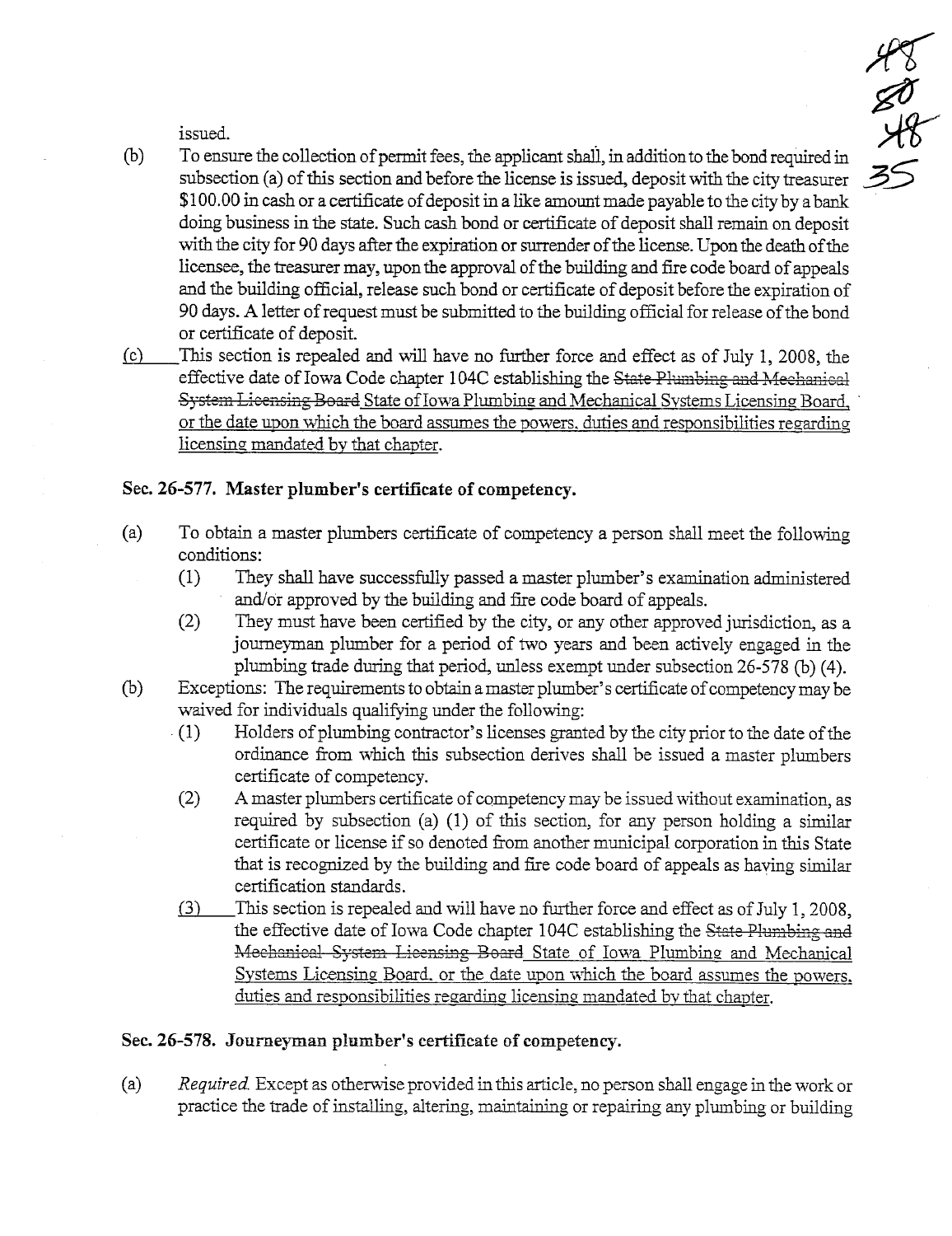issued.

(b) To ensure the collection of permit fees, the applicant shall, in addition to the bond required in subsection (a) of this section and before the license is issued, deposit with the city treasurer $100.00 in cash or a certificate of deposit in a like amount made payable to the city by a bank doing business in the state. Such cash bond or certificate of deposit shall remain on deposit with the city for 90 days after the expiration or surrender of the license. Upon the death of the licensee, the treasurer may, upon the approval of the building and fire code board of appeals and the building official, release such bond or certificate of deposit before the expiration of 90 days. A letter of request must be submitted to the building official for release of the bond or certificate of deposit.

(c) This section is repealed and will have no further force and effect as of July 1, 2008, the effective date of Iowa Code chapter 104C establishing the ~~State Plumbing and Mechanical System Licensing Board~~ State of Iowa Plumbing and Mechanical Systems Licensing Board, or the date upon which the board assumes the powers, duties and responsibilities regarding licensing mandated by that chapter.

### Sec. 26-577. Master plumber's certificate of competency.

(a) To obtain a master plumbers certificate of competency a person shall meet the following conditions:
   (1) They shall have successfully passed a master plumber's examination administered and/or approved by the building and fire code board of appeals.
   (2) They must have been certified by the city, or any other approved jurisdiction, as a journeyman plumber for a period of two years and been actively engaged in the plumbing trade during that period, unless exempt under subsection 26-578 (b) (4).

(b) Exceptions: The requirements to obtain a master plumber's certificate of competency may be waived for individuals qualifying under the following:
   (1) Holders of plumbing contractor's licenses granted by the city prior to the date of the ordinance from which this subsection derives shall be issued a master plumbers certificate of competency.
   (2) A master plumbers certificate of competency may be issued without examination, as required by subsection (a) (1) of this section, for any person holding a similar certificate or license if so denoted from another municipal corporation in this State that is recognized by the building and fire code board of appeals as having similar certification standards.
   (3) This section is repealed and will have no further force and effect as of July 1, 2008, the effective date of Iowa Code chapter 104C establishing the ~~State Plumbing and Mechanical System Licensing Board~~ State of Iowa Plumbing and Mechanical Systems Licensing Board, or the date upon which the board assumes the powers, duties and responsibilities regarding licensing mandated by that chapter.

### Sec. 26-578. Journeyman plumber's certificate of competency.

(a) *Required.* Except as otherwise provided in this article, no person shall engage in the work or practice the trade of installing, altering, maintaining or repairing any plumbing or building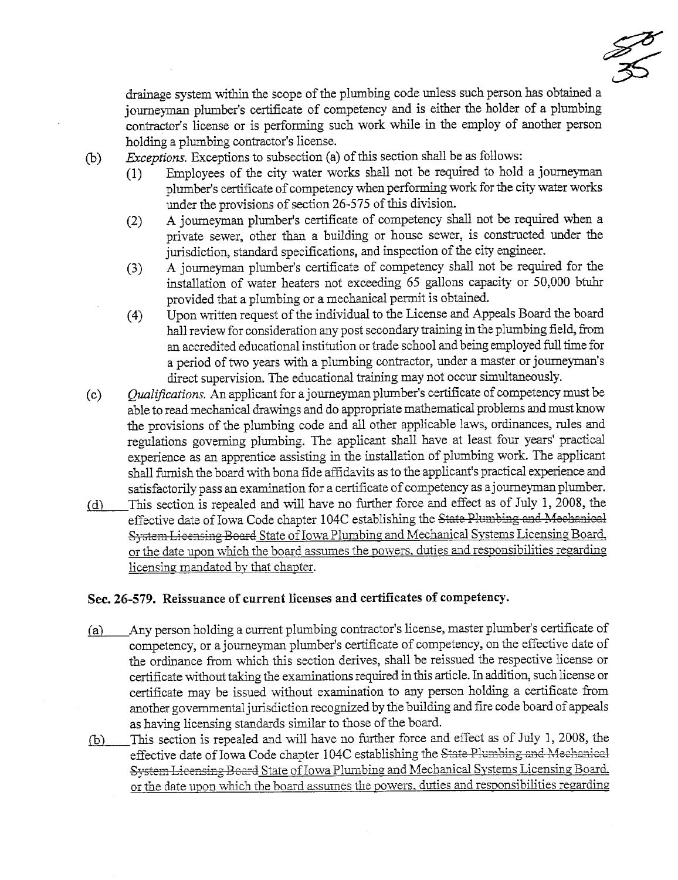drainage system within the scope of the plumbing code unless such person has obtained a journeyman plumber's certificate of competency and is either the holder of a plumbing contractor's license or is performing such work while in the employ of another person holding a plumbing contractor's license.

(b) *Exceptions.* Exceptions to subsection (a) of this section shall be as follows:

(1) Employees of the city water works shall not be required to hold a journeyman plumber's certificate of competency when performing work for the city water works under the provisions of section 26-575 of this division.

(2) A journeyman plumber's certificate of competency shall not be required when a private sewer, other than a building or house sewer, is constructed under the jurisdiction, standard specifications, and inspection of the city engineer.

(3) A journeyman plumber's certificate of competency shall not be required for the installation of water heaters not exceeding 65 gallons capacity or 50,000 btuhr provided that a plumbing or a mechanical permit is obtained.

(4) Upon written request of the individual to the License and Appeals Board the board hall review for consideration any post secondary training in the plumbing field, from an accredited educational institution or trade school and being employed full time for a period of two years with a plumbing contractor, under a master or journeyman's direct supervision. The educational training may not occur simultaneously.

(c) *Qualifications.* An applicant for a journeyman plumber's certificate of competency must be able to read mechanical drawings and do appropriate mathematical problems and must know the provisions of the plumbing code and all other applicable laws, ordinances, rules and regulations governing plumbing. The applicant shall have at least four years' practical experience as an apprentice assisting in the installation of plumbing work. The applicant shall furnish the board with bona fide affidavits as to the applicant's practical experience and satisfactorily pass an examination for a certificate of competency as a journeyman plumber.

(d) This section is repealed and will have no further force and effect as of July 1, 2008, the effective date of Iowa Code chapter 104C establishing the ~~State Plumbing and Mechanical System Licensing Board~~ State of Iowa Plumbing and Mechanical Systems Licensing Board, or the date upon which the board assumes the powers, duties and responsibilities regarding licensing mandated by that chapter.

## Sec. 26-579. Reissuance of current licenses and certificates of competency.

(a) Any person holding a current plumbing contractor's license, master plumber's certificate of competency, or a journeyman plumber's certificate of competency, on the effective date of the ordinance from which this section derives, shall be reissued the respective license or certificate without taking the examinations required in this article. In addition, such license or certificate may be issued without examination to any person holding a certificate from another governmental jurisdiction recognized by the building and fire code board of appeals as having licensing standards similar to those of the board.

(b) This section is repealed and will have no further force and effect as of July 1, 2008, the effective date of Iowa Code chapter 104C establishing the ~~State Plumbing and Mechanical System Licensing Board~~ State of Iowa Plumbing and Mechanical Systems Licensing Board, or the date upon which the board assumes the powers, duties and responsibilities regarding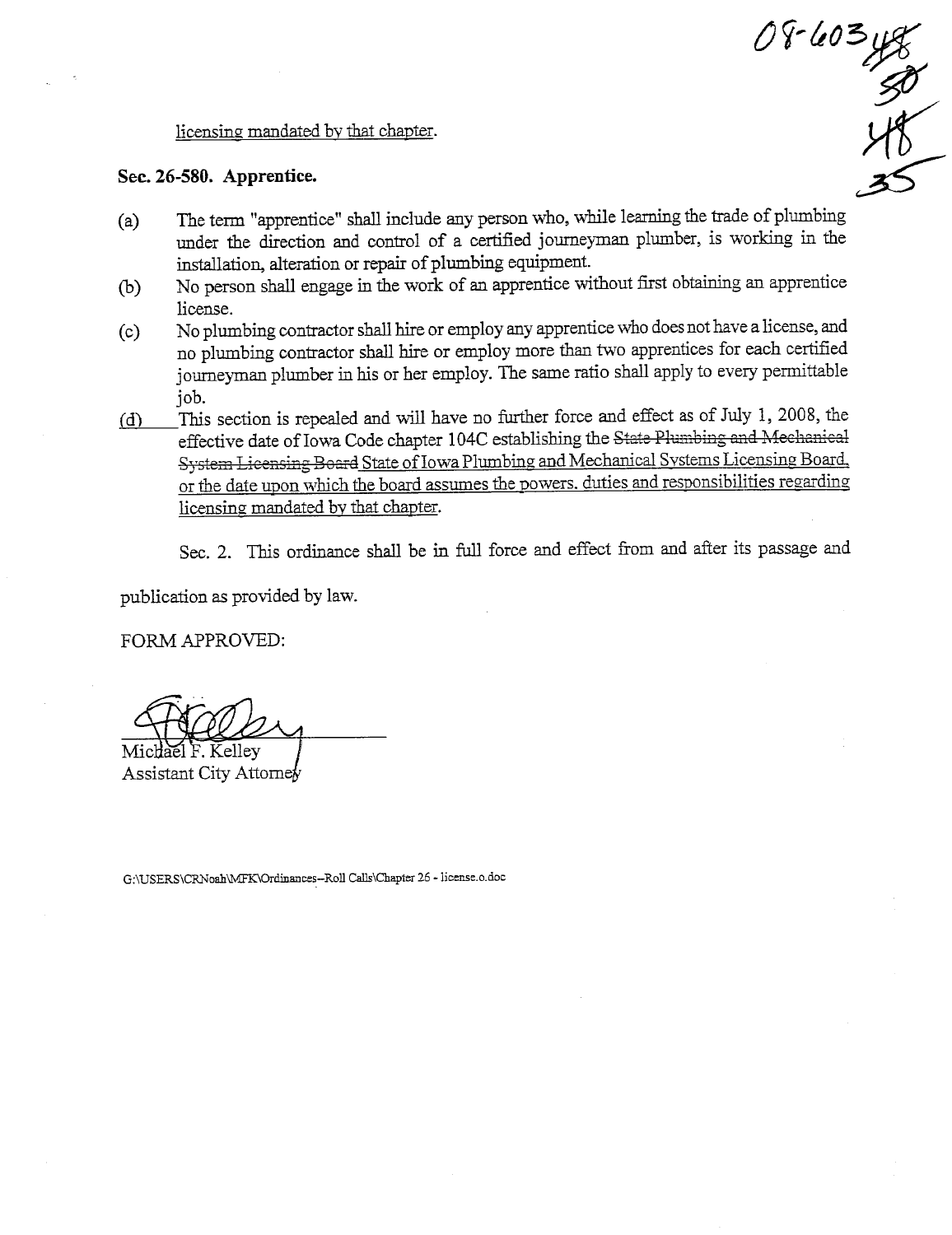08-603 ~~48~~ ~~50~~ ~~48~~ 35

licensing mandated by that chapter.

**Sec. 26-580. Apprentice.**

(a) The term "apprentice" shall include any person who, while learning the trade of plumbing under the direction and control of a certified journeyman plumber, is working in the installation, alteration or repair of plumbing equipment.

(b) No person shall engage in the work of an apprentice without first obtaining an apprentice license.

(c) No plumbing contractor shall hire or employ any apprentice who does not have a license, and no plumbing contractor shall hire or employ more than two apprentices for each certified journeyman plumber in his or her employ. The same ratio shall apply to every permittable job.

(d) This section is repealed and will have no further force and effect as of July 1, 2008, the effective date of Iowa Code chapter 104C establishing the ~~State Plumbing and Mechanical System Licensing Board~~ State of Iowa Plumbing and Mechanical Systems Licensing Board, or the date upon which the board assumes the powers, duties and responsibilities regarding licensing mandated by that chapter.

Sec. 2. This ordinance shall be in full force and effect from and after its passage and publication as provided by law.

FORM APPROVED:

Michael F. Kelley
Assistant City Attorney

G:\USERS\CRNoah\MFK\Ordinances--Roll Calls\Chapter 26 - license.o.doc